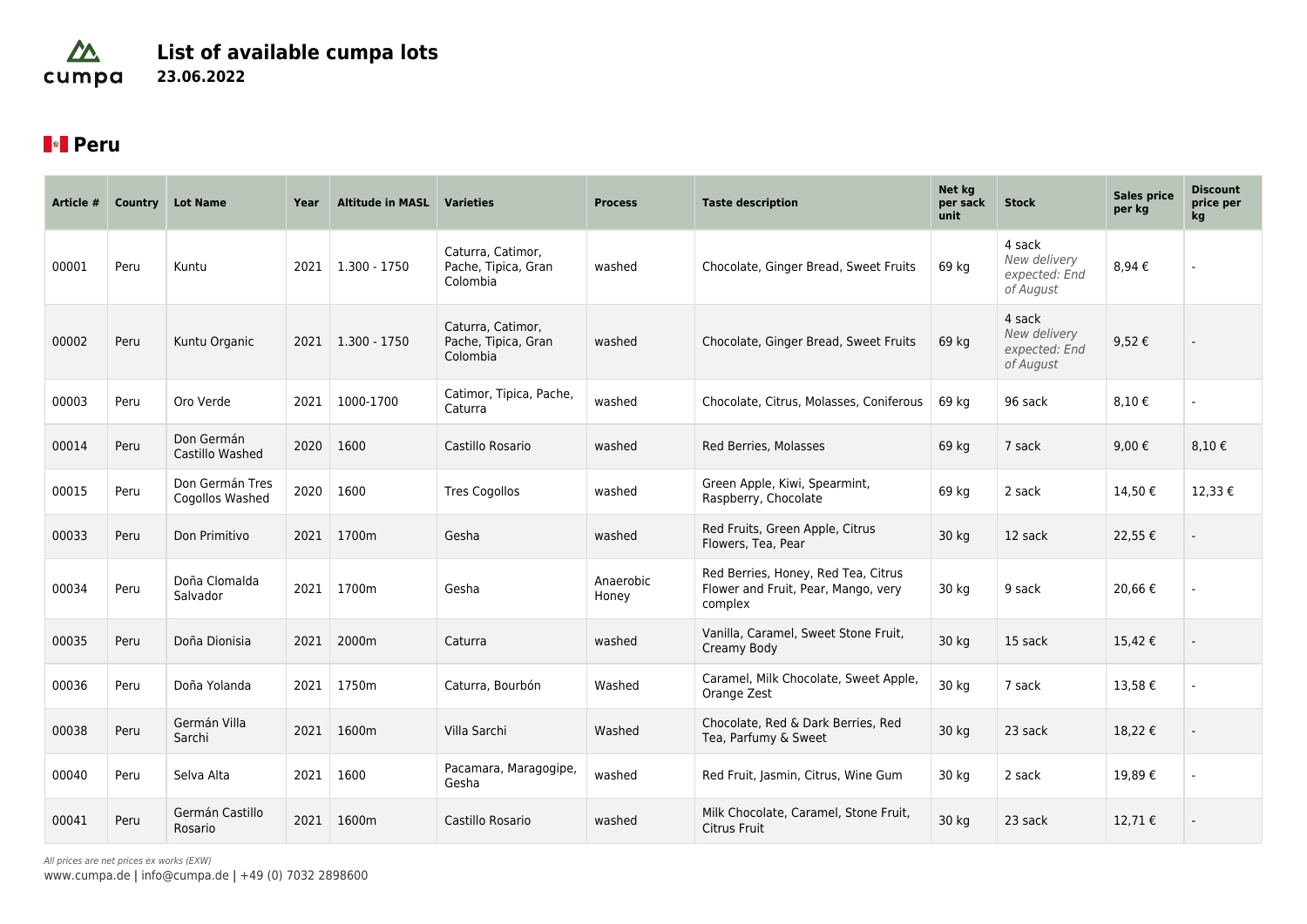# List of available cumpa lots

**23.06.2022**

## Peru

| Article # | Country | Lot Name | Year | Altitude in MASL | Varieties | Process | Taste description | Net kg per sack unit | Stock | Sales price per kg | Discount price per kg |
|---|---|---|---|---|---|---|---|---|---|---|---|
| 00001 | Peru | Kuntu | 2021 | 1.300 - 1750 | Caturra, Catimor, Pache, Tipica, Gran Colombia | washed | Chocolate, Ginger Bread, Sweet Fruits | 69 kg | 4 sack *New delivery expected: End of August* | 8,94 € | - |
| 00002 | Peru | Kuntu Organic | 2021 | 1.300 - 1750 | Caturra, Catimor, Pache, Tipica, Gran Colombia | washed | Chocolate, Ginger Bread, Sweet Fruits | 69 kg | 4 sack *New delivery expected: End of August* | 9,52 € | - |
| 00003 | Peru | Oro Verde | 2021 | 1000-1700 | Catimor, Tipica, Pache, Caturra | washed | Chocolate, Citrus, Molasses, Coniferous | 69 kg | 96 sack | 8,10 € | - |
| 00014 | Peru | Don Germán Castillo Washed | 2020 | 1600 | Castillo Rosario | washed | Red Berries, Molasses | 69 kg | 7 sack | 9,00 € | 8,10 € |
| 00015 | Peru | Don Germán Tres Cogollos Washed | 2020 | 1600 | Tres Cogollos | washed | Green Apple, Kiwi, Spearmint, Raspberry, Chocolate | 69 kg | 2 sack | 14,50 € | 12,33 € |
| 00033 | Peru | Don Primitivo | 2021 | 1700m | Gesha | washed | Red Fruits, Green Apple, Citrus Flowers, Tea, Pear | 30 kg | 12 sack | 22,55 € | - |
| 00034 | Peru | Doña Clomalda Salvador | 2021 | 1700m | Gesha | Anaerobic Honey | Red Berries, Honey, Red Tea, Citrus Flower and Fruit, Pear, Mango, very complex | 30 kg | 9 sack | 20,66 € | - |
| 00035 | Peru | Doña Dionisia | 2021 | 2000m | Caturra | washed | Vanilla, Caramel, Sweet Stone Fruit, Creamy Body | 30 kg | 15 sack | 15,42 € | - |
| 00036 | Peru | Doña Yolanda | 2021 | 1750m | Caturra, Bourbón | Washed | Caramel, Milk Chocolate, Sweet Apple, Orange Zest | 30 kg | 7 sack | 13,58 € | - |
| 00038 | Peru | Germán Villa Sarchi | 2021 | 1600m | Villa Sarchi | Washed | Chocolate, Red & Dark Berries, Red Tea, Parfumy & Sweet | 30 kg | 23 sack | 18,22 € | - |
| 00040 | Peru | Selva Alta | 2021 | 1600 | Pacamara, Maragogipe, Gesha | washed | Red Fruit, Jasmin, Citrus, Wine Gum | 30 kg | 2 sack | 19,89 € | - |
| 00041 | Peru | Germán Castillo Rosario | 2021 | 1600m | Castillo Rosario | washed | Milk Chocolate, Caramel, Stone Fruit, Citrus Fruit | 30 kg | 23 sack | 12,71 € | - |

*All prices are net prices ex works (EXW)*

www.cumpa.de | info@cumpa.de | +49 (0) 7032 2898600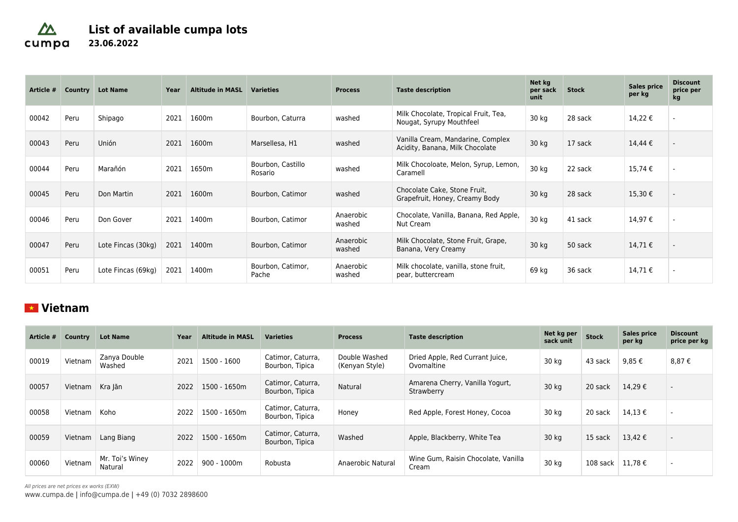# List of available cumpa lots
**23.06.2022**

| Article # | Country | Lot Name | Year | Altitude in MASL | Varieties | Process | Taste description | Net kg per sack unit | Stock | Sales price per kg | Discount price per kg |
|---|---|---|---|---|---|---|---|---|---|---|---|
| 00042 | Peru | Shipago | 2021 | 1600m | Bourbon, Caturra | washed | Milk Chocolate, Tropical Fruit, Tea, Nougat, Syrupy Mouthfeel | 30 kg | 28 sack | 14,22 € | - |
| 00043 | Peru | Unión | 2021 | 1600m | Marsellesa, H1 | washed | Vanilla Cream, Mandarine, Complex Acidity, Banana, Milk Chocolate | 30 kg | 17 sack | 14,44 € | - |
| 00044 | Peru | Marañón | 2021 | 1650m | Bourbon, Castillo Rosario | washed | Milk Chocoloate, Melon, Syrup, Lemon, Caramell | 30 kg | 22 sack | 15,74 € | - |
| 00045 | Peru | Don Martin | 2021 | 1600m | Bourbon, Catimor | washed | Chocolate Cake, Stone Fruit, Grapefruit, Honey, Creamy Body | 30 kg | 28 sack | 15,30 € | - |
| 00046 | Peru | Don Gover | 2021 | 1400m | Bourbon, Catimor | Anaerobic washed | Chocolate, Vanilla, Banana, Red Apple, Nut Cream | 30 kg | 41 sack | 14,97 € | - |
| 00047 | Peru | Lote Fincas (30kg) | 2021 | 1400m | Bourbon, Catimor | Anaerobic washed | Milk Chocolate, Stone Fruit, Grape, Banana, Very Creamy | 30 kg | 50 sack | 14,71 € | - |
| 00051 | Peru | Lote Fincas (69kg) | 2021 | 1400m | Bourbon, Catimor, Pache | Anaerobic washed | Milk chocolate, vanilla, stone fruit, pear, buttercream | 69 kg | 36 sack | 14,71 € | - |

## Vietnam

| Article # | Country | Lot Name | Year | Altitude in MASL | Varieties | Process | Taste description | Net kg per sack unit | Stock | Sales price per kg | Discount price per kg |
|---|---|---|---|---|---|---|---|---|---|---|---|
| 00019 | Vietnam | Zanya Double Washed | 2021 | 1500 - 1600 | Catimor, Caturra, Bourbon, Tipica | Double Washed (Kenyan Style) | Dried Apple, Red Currant Juice, Ovomaltine | 30 kg | 43 sack | 9,85 € | 8,87 € |
| 00057 | Vietnam | Kra Jăn | 2022 | 1500 - 1650m | Catimor, Caturra, Bourbon, Tipica | Natural | Amarena Cherry, Vanilla Yogurt, Strawberry | 30 kg | 20 sack | 14,29 € | - |
| 00058 | Vietnam | Koho | 2022 | 1500 - 1650m | Catimor, Caturra, Bourbon, Tipica | Honey | Red Apple, Forest Honey, Cocoa | 30 kg | 20 sack | 14,13 € | - |
| 00059 | Vietnam | Lang Biang | 2022 | 1500 - 1650m | Catimor, Caturra, Bourbon, Tipica | Washed | Apple, Blackberry, White Tea | 30 kg | 15 sack | 13,42 € | - |
| 00060 | Vietnam | Mr. Toi's Winey Natural | 2022 | 900 - 1000m | Robusta | Anaerobic Natural | Wine Gum, Raisin Chocolate, Vanilla Cream | 30 kg | 108 sack | 11,78 € | - |

*All prices are net prices ex works (EXW)*

www.cumpa.de | info@cumpa.de | +49 (0) 7032 2898600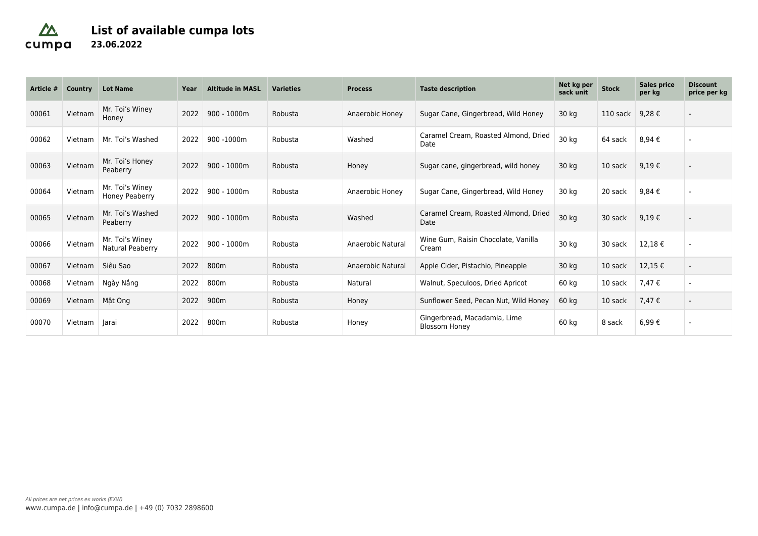# List of available cumpa lots

**23.06.2022**

| Article # | Country | Lot Name | Year | Altitude in MASL | Varieties | Process | Taste description | Net kg per sack unit | Stock | Sales price per kg | Discount price per kg |
|---|---|---|---|---|---|---|---|---|---|---|---|
| 00061 | Vietnam | Mr. Toi's Winey Honey | 2022 | 900 - 1000m | Robusta | Anaerobic Honey | Sugar Cane, Gingerbread, Wild Honey | 30 kg | 110 sack | 9,28 € | - |
| 00062 | Vietnam | Mr. Toi's Washed | 2022 | 900 -1000m | Robusta | Washed | Caramel Cream, Roasted Almond, Dried Date | 30 kg | 64 sack | 8,94 € | - |
| 00063 | Vietnam | Mr. Toi's Honey Peaberry | 2022 | 900 - 1000m | Robusta | Honey | Sugar cane, gingerbread, wild honey | 30 kg | 10 sack | 9,19 € | - |
| 00064 | Vietnam | Mr. Toi's Winey Honey Peaberry | 2022 | 900 - 1000m | Robusta | Anaerobic Honey | Sugar Cane, Gingerbread, Wild Honey | 30 kg | 20 sack | 9,84 € | - |
| 00065 | Vietnam | Mr. Toi's Washed Peaberry | 2022 | 900 - 1000m | Robusta | Washed | Caramel Cream, Roasted Almond, Dried Date | 30 kg | 30 sack | 9,19 € | - |
| 00066 | Vietnam | Mr. Toi's Winey Natural Peaberry | 2022 | 900 - 1000m | Robusta | Anaerobic Natural | Wine Gum, Raisin Chocolate, Vanilla Cream | 30 kg | 30 sack | 12,18 € | - |
| 00067 | Vietnam | Siêu Sao | 2022 | 800m | Robusta | Anaerobic Natural | Apple Cider, Pistachio, Pineapple | 30 kg | 10 sack | 12,15 € | - |
| 00068 | Vietnam | Ngày Nắng | 2022 | 800m | Robusta | Natural | Walnut, Speculoos, Dried Apricot | 60 kg | 10 sack | 7,47 € | - |
| 00069 | Vietnam | Mật Ong | 2022 | 900m | Robusta | Honey | Sunflower Seed, Pecan Nut, Wild Honey | 60 kg | 10 sack | 7,47 € | - |
| 00070 | Vietnam | Jarai | 2022 | 800m | Robusta | Honey | Gingerbread, Macadamia, Lime Blossom Honey | 60 kg | 8 sack | 6,99 € | - |

*All prices are net prices ex works (EXW)*

www.cumpa.de | info@cumpa.de | +49 (0) 7032 2898600